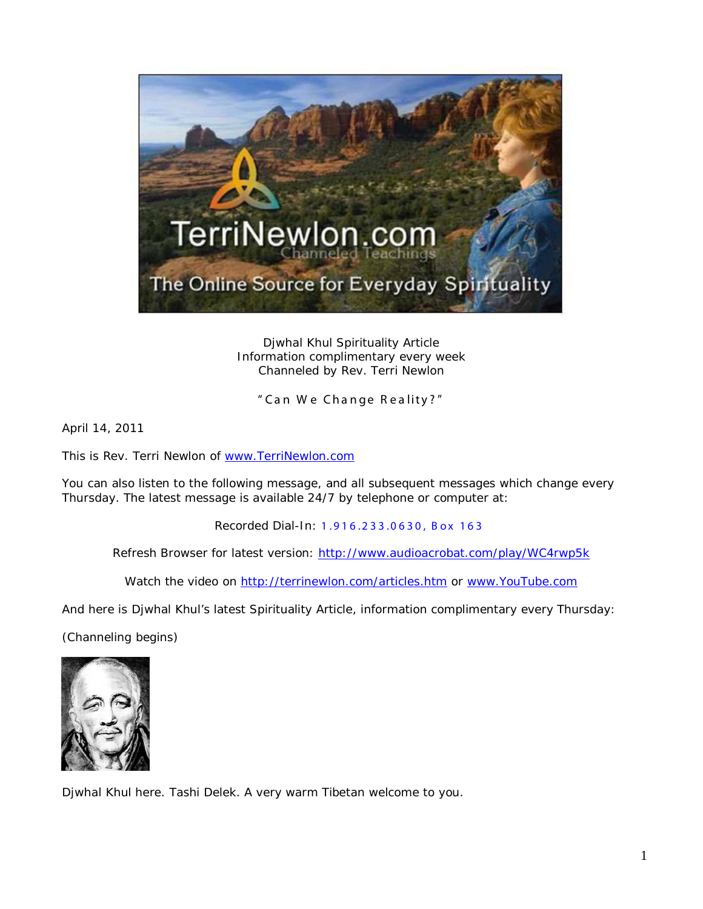Djwhal Khul Spirituality Article
Information complimentary every week
Channeled by Rev. Terri Newlon

"Can We Change Reality?"

April 14, 2011

This is Rev. Terri Newlon of [www.TerriNewlon.com](http://www.TerriNewlon.com)

You can also listen to the following message, and all subsequent messages which change every Thursday. The latest message is available 24/7 by telephone or computer at:

Recorded Dial-In: 1.916.233.0630, Box 163

Refresh Browser for latest version: [http://www.audioacrobat.com/play/WC4rwp5k](http://www.audioacrobat.com/play/WC4rwp5k)

Watch the video on [http://terrinewlon.com/articles.htm](http://terrinewlon.com/articles.htm) or [www.YouTube.com](http://www.YouTube.com)

And here is Djwhal Khul's latest Spirituality Article, information complimentary every Thursday:

(Channeling begins)

Djwhal Khul here. Tashi Delek. A very warm Tibetan welcome to you.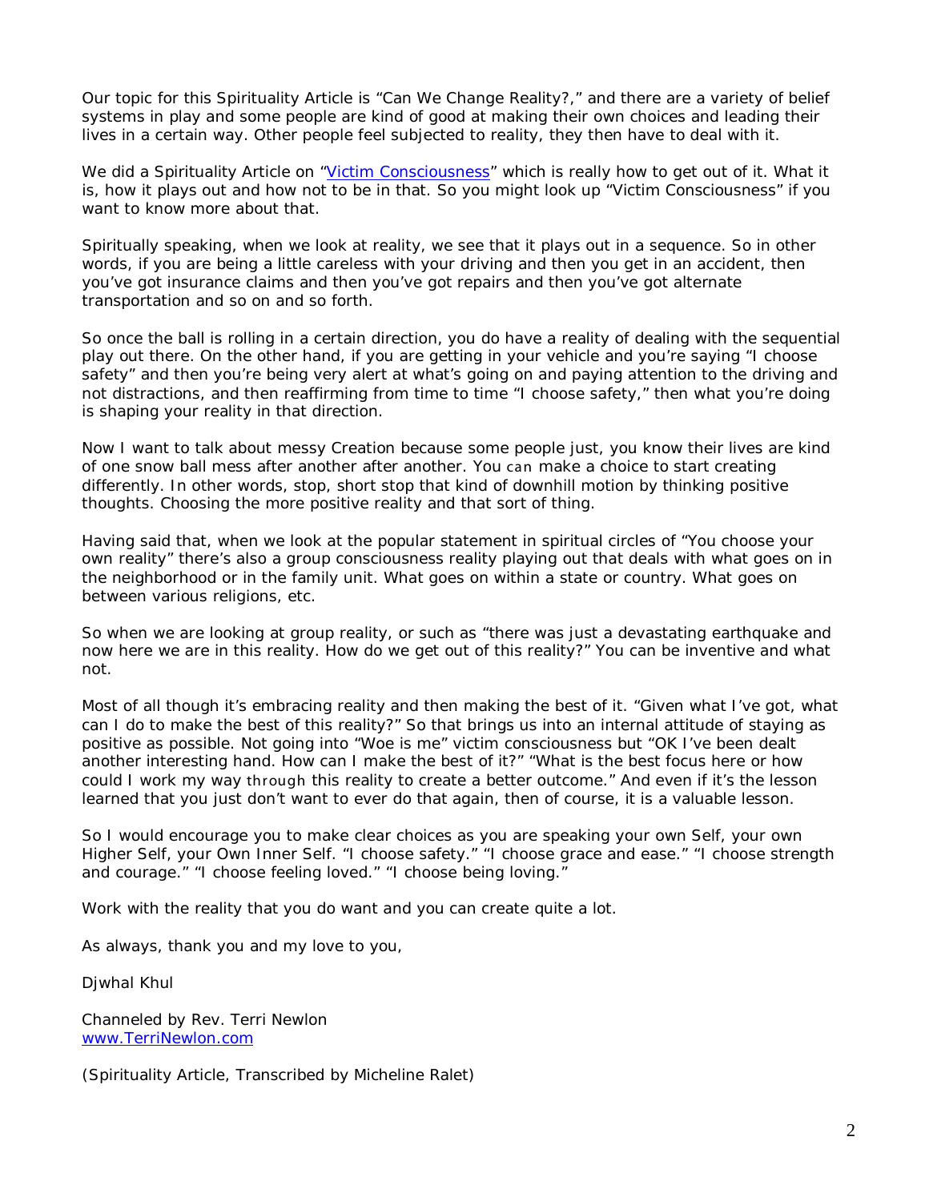Our topic for this Spirituality Article is "Can We Change Reality?," and there are a variety of belief systems in play and some people are kind of good at making their own choices and leading their lives in a certain way. Other people feel subjected to reality, they then have to deal with it.

We did a Spirituality Article on "[Victim Consciousness](#)" which is really how to get out of it. What it is, how it plays out and how not to be in that. So you might look up "Victim Consciousness" if you want to know more about that.

Spiritually speaking, when we look at reality, we see that it plays out in a sequence. So in other words, if you are being a little careless with your driving and then you get in an accident, then you've got insurance claims and then you've got repairs and then you've got alternate transportation and so on and so forth.

So once the ball is rolling in a certain direction, you do have a reality of dealing with the sequential play out there. On the other hand, if you are getting in your vehicle and you're saying "I choose safety" and then you're being very alert at what's going on and paying attention to the driving and not distractions, and then reaffirming from time to time "I choose safety," then what you're doing is shaping your reality in that direction.

Now I want to talk about messy Creation because some people just, you know their lives are kind of one snow ball mess after another after another. You can make a choice to start creating differently. In other words, stop, short stop that kind of downhill motion by thinking positive thoughts. Choosing the more positive reality and that sort of thing.

Having said that, when we look at the popular statement in spiritual circles of "You choose your own reality" there's also a group consciousness reality playing out that deals with what goes on in the neighborhood or in the family unit. What goes on within a state or country. What goes on between various religions, etc.

So when we are looking at group reality, or such as "there was just a devastating earthquake and now here we are in this reality. How do we get out of this reality?" You can be inventive and what not.

Most of all though it's embracing reality and then making the best of it. "Given what I've got, what can I do to make the best of this reality?" So that brings us into an internal attitude of staying as positive as possible. Not going into "Woe is me" victim consciousness but "OK I've been dealt another interesting hand. How can I make the best of it?" "What is the best focus here or how could I work my way through this reality to create a better outcome." And even if it's the lesson learned that you just don't want to ever do that again, then of course, it is a valuable lesson.

So I would encourage you to make clear choices as you are speaking your own Self, your own Higher Self, your Own Inner Self. "I choose safety." "I choose grace and ease." "I choose strength and courage." "I choose feeling loved." "I choose being loving."

Work with the reality that you do want and you can create quite a lot.

As always, thank you and my love to you,

Djwhal Khul

Channeled by Rev. Terri Newlon
[www.TerriNewlon.com](http://www.TerriNewlon.com)

*(Spirituality Article, Transcribed by Micheline Ralet)*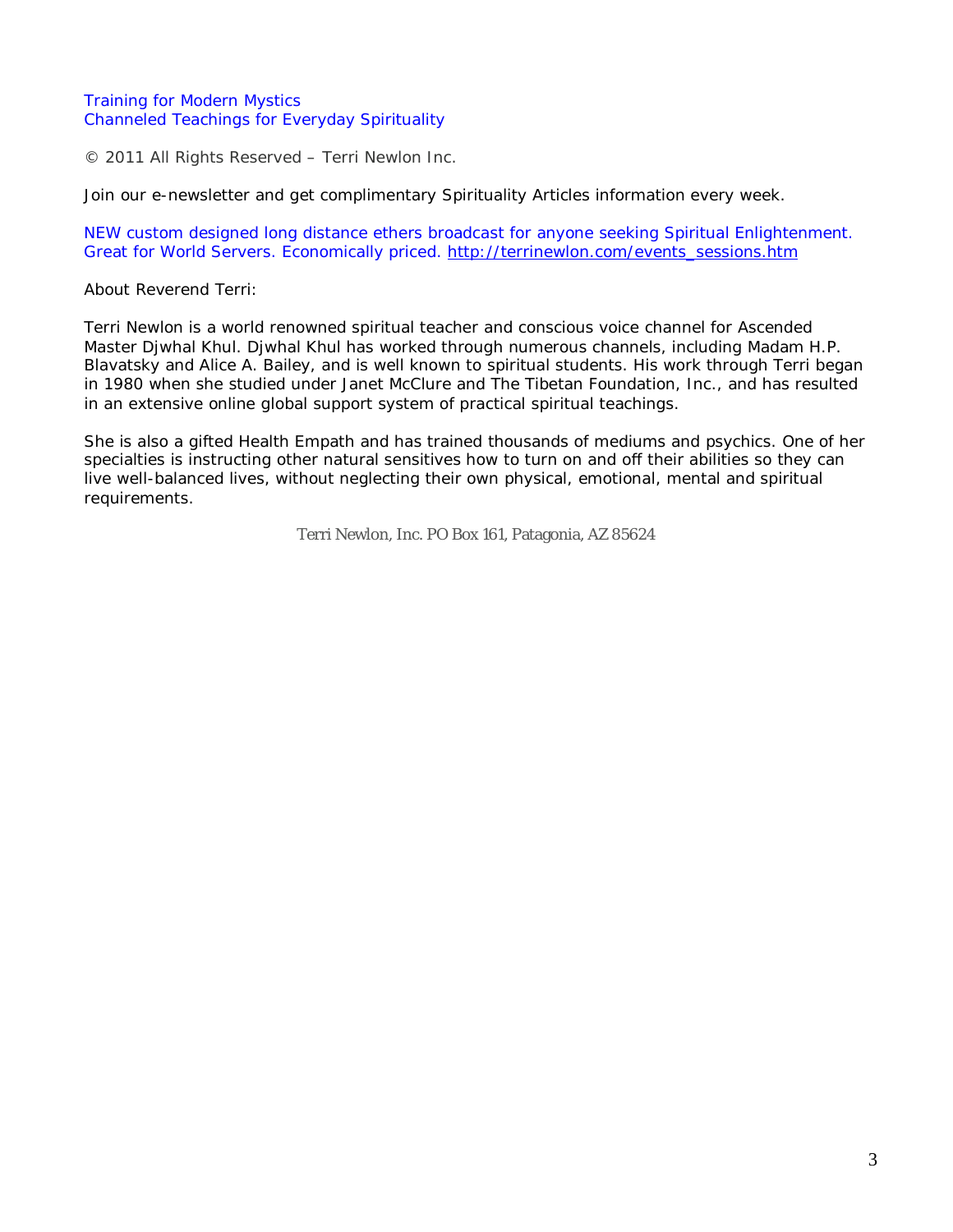Training for Modern Mystics
Channeled Teachings for Everyday Spirituality

© 2011 All Rights Reserved – Terri Newlon Inc.

Join our e-newsletter and get complimentary Spirituality Articles information every week.

NEW custom designed long distance ethers broadcast for anyone seeking Spiritual Enlightenment. Great for World Servers. Economically priced. http://terrinewlon.com/events_sessions.htm

About Reverend Terri:

Terri Newlon is a world renowned spiritual teacher and conscious voice channel for Ascended Master Djwhal Khul. Djwhal Khul has worked through numerous channels, including Madam H.P. Blavatsky and Alice A. Bailey, and is well known to spiritual students. His work through Terri began in 1980 when she studied under Janet McClure and The Tibetan Foundation, Inc., and has resulted in an extensive online global support system of practical spiritual teachings.

She is also a gifted Health Empath and has trained thousands of mediums and psychics. One of her specialties is instructing other natural sensitives how to turn on and off their abilities so they can live well-balanced lives, without neglecting their own physical, emotional, mental and spiritual requirements.

Terri Newlon, Inc. PO Box 161, Patagonia, AZ 85624